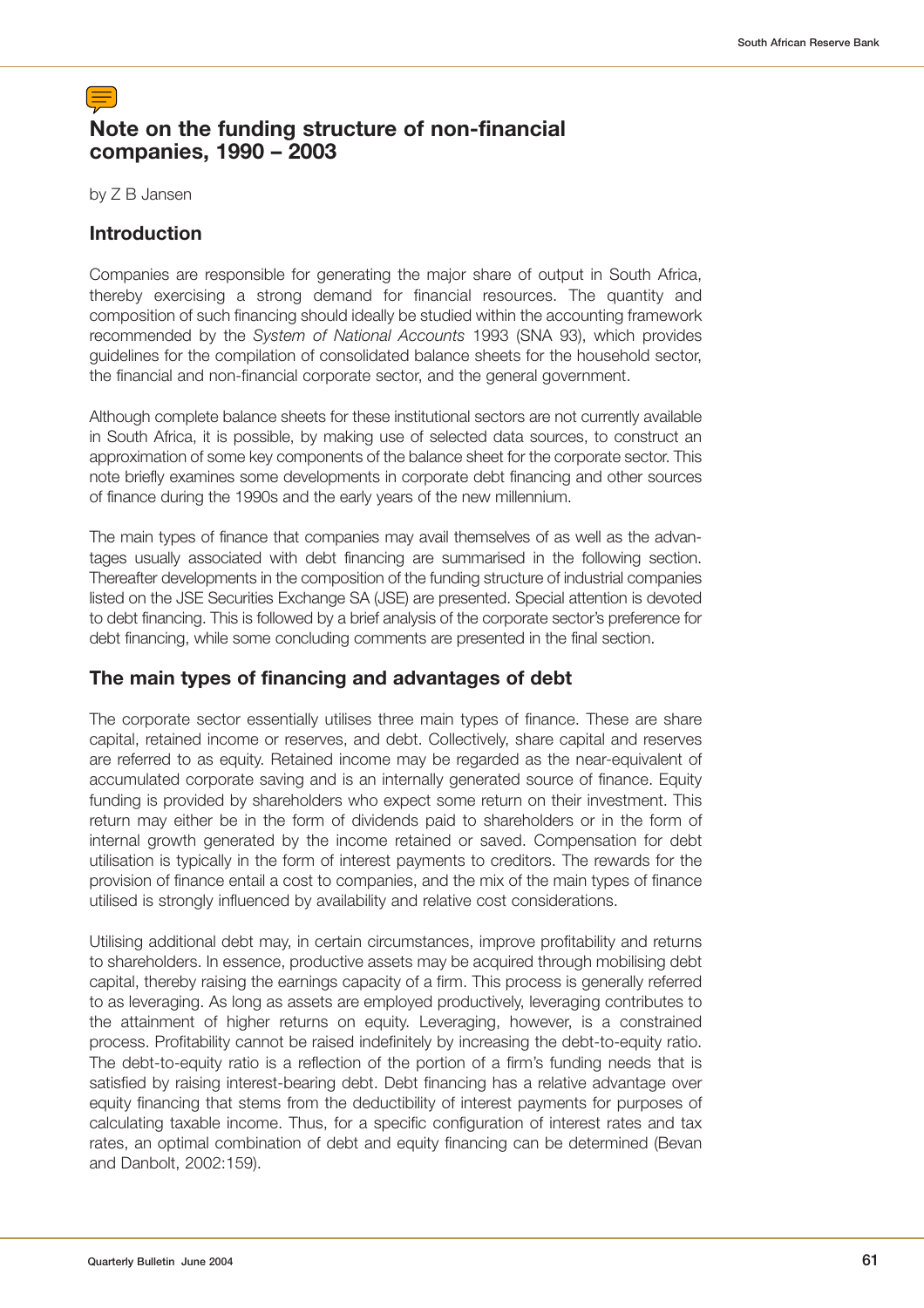# Note on the funding structure of non-financial companies, 1990 – 2003

by Z B Jansen

## Introduction

Companies are responsible for generating the major share of output in South Africa, thereby exercising a strong demand for financial resources. The quantity and composition of such financing should ideally be studied within the accounting framework recommended by the *System of National Accounts* 1993 (SNA 93), which provides guidelines for the compilation of consolidated balance sheets for the household sector, the financial and non-financial corporate sector, and the general government.

Although complete balance sheets for these institutional sectors are not currently available in South Africa, it is possible, by making use of selected data sources, to construct an approximation of some key components of the balance sheet for the corporate sector. This note briefly examines some developments in corporate debt financing and other sources of finance during the 1990s and the early years of the new millennium.

The main types of finance that companies may avail themselves of as well as the advantages usually associated with debt financing are summarised in the following section. Thereafter developments in the composition of the funding structure of industrial companies listed on the JSE Securities Exchange SA (JSE) are presented. Special attention is devoted to debt financing. This is followed by a brief analysis of the corporate sector's preference for debt financing, while some concluding comments are presented in the final section.

## The main types of financing and advantages of debt

The corporate sector essentially utilises three main types of finance. These are share capital, retained income or reserves, and debt. Collectively, share capital and reserves are referred to as equity. Retained income may be regarded as the near-equivalent of accumulated corporate saving and is an internally generated source of finance. Equity funding is provided by shareholders who expect some return on their investment. This return may either be in the form of dividends paid to shareholders or in the form of internal growth generated by the income retained or saved. Compensation for debt utilisation is typically in the form of interest payments to creditors. The rewards for the provision of finance entail a cost to companies, and the mix of the main types of finance utilised is strongly influenced by availability and relative cost considerations.

Utilising additional debt may, in certain circumstances, improve profitability and returns to shareholders. In essence, productive assets may be acquired through mobilising debt capital, thereby raising the earnings capacity of a firm. This process is generally referred to as leveraging. As long as assets are employed productively, leveraging contributes to the attainment of higher returns on equity. Leveraging, however, is a constrained process. Profitability cannot be raised indefinitely by increasing the debt-to-equity ratio. The debt-to-equity ratio is a reflection of the portion of a firm's funding needs that is satisfied by raising interest-bearing debt. Debt financing has a relative advantage over equity financing that stems from the deductibility of interest payments for purposes of calculating taxable income. Thus, for a specific configuration of interest rates and tax rates, an optimal combination of debt and equity financing can be determined (Bevan and Danbolt, 2002:159).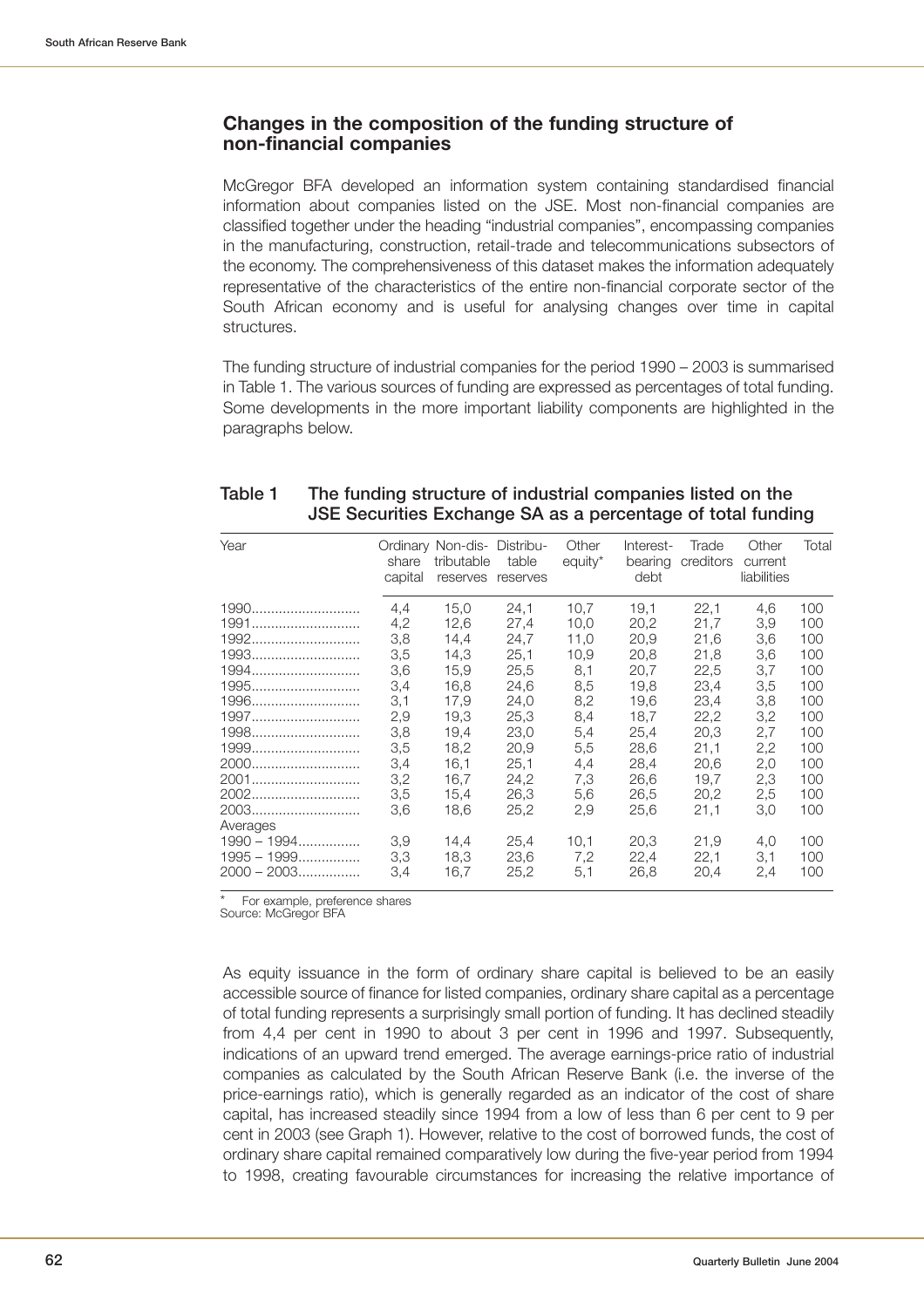## Changes in the composition of the funding structure of non-financial companies

McGregor BFA developed an information system containing standardised financial information about companies listed on the JSE. Most non-financial companies are classified together under the heading "industrial companies", encompassing companies in the manufacturing, construction, retail-trade and telecommunications subsectors of the economy. The comprehensiveness of this dataset makes the information adequately representative of the characteristics of the entire non-financial corporate sector of the South African economy and is useful for analysing changes over time in capital structures.

The funding structure of industrial companies for the period 1990 – 2003 is summarised in Table 1. The various sources of funding are expressed as percentages of total funding. Some developments in the more important liability components are highlighted in the paragraphs below.

**Table 1 The funding structure of industrial companies listed on the JSE Securities Exchange SA as a percentage of total funding**

| Year | Ordinary share capital | Non-distributable reserves | Distributable reserves | Other equity* | Interest-bearing debt | Trade creditors | Other current liabilities | Total |
|---|---|---|---|---|---|---|---|---|
| 1990 | 4,4 | 15,0 | 24,1 | 10,7 | 19,1 | 22,1 | 4,6 | 100 |
| 1991 | 4,2 | 12,6 | 27,4 | 10,0 | 20,2 | 21,7 | 3,9 | 100 |
| 1992 | 3,8 | 14,4 | 24,7 | 11,0 | 20,9 | 21,6 | 3,6 | 100 |
| 1993 | 3,5 | 14,3 | 25,1 | 10,9 | 20,8 | 21,8 | 3,6 | 100 |
| 1994 | 3,6 | 15,9 | 25,5 | 8,1 | 20,7 | 22,5 | 3,7 | 100 |
| 1995 | 3,4 | 16,8 | 24,6 | 8,5 | 19,8 | 23,4 | 3,5 | 100 |
| 1996 | 3,1 | 17,9 | 24,0 | 8,2 | 19,6 | 23,4 | 3,8 | 100 |
| 1997 | 2,9 | 19,3 | 25,3 | 8,4 | 18,7 | 22,2 | 3,2 | 100 |
| 1998 | 3,8 | 19,4 | 23,0 | 5,4 | 25,4 | 20,3 | 2,7 | 100 |
| 1999 | 3,5 | 18,2 | 20,9 | 5,5 | 28,6 | 21,1 | 2,2 | 100 |
| 2000 | 3,4 | 16,1 | 25,1 | 4,4 | 28,4 | 20,6 | 2,0 | 100 |
| 2001 | 3,2 | 16,7 | 24,2 | 7,3 | 26,6 | 19,7 | 2,3 | 100 |
| 2002 | 3,5 | 15,4 | 26,3 | 5,6 | 26,5 | 20,2 | 2,5 | 100 |
| 2003 | 3,6 | 18,6 | 25,2 | 2,9 | 25,6 | 21,1 | 3,0 | 100 |
| Averages | | | | | | | | |
| 1990 – 1994 | 3,9 | 14,4 | 25,4 | 10,1 | 20,3 | 21,9 | 4,0 | 100 |
| 1995 – 1999 | 3,3 | 18,3 | 23,6 | 7,2 | 22,4 | 22,1 | 3,1 | 100 |
| 2000 – 2003 | 3,4 | 16,7 | 25,2 | 5,1 | 26,8 | 20,4 | 2,4 | 100 |

\* For example, preference shares
Source: McGregor BFA

As equity issuance in the form of ordinary share capital is believed to be an easily accessible source of finance for listed companies, ordinary share capital as a percentage of total funding represents a surprisingly small portion of funding. It has declined steadily from 4,4 per cent in 1990 to about 3 per cent in 1996 and 1997. Subsequently, indications of an upward trend emerged. The average earnings-price ratio of industrial companies as calculated by the South African Reserve Bank (i.e. the inverse of the price-earnings ratio), which is generally regarded as an indicator of the cost of share capital, has increased steadily since 1994 from a low of less than 6 per cent to 9 per cent in 2003 (see Graph 1). However, relative to the cost of borrowed funds, the cost of ordinary share capital remained comparatively low during the five-year period from 1994 to 1998, creating favourable circumstances for increasing the relative importance of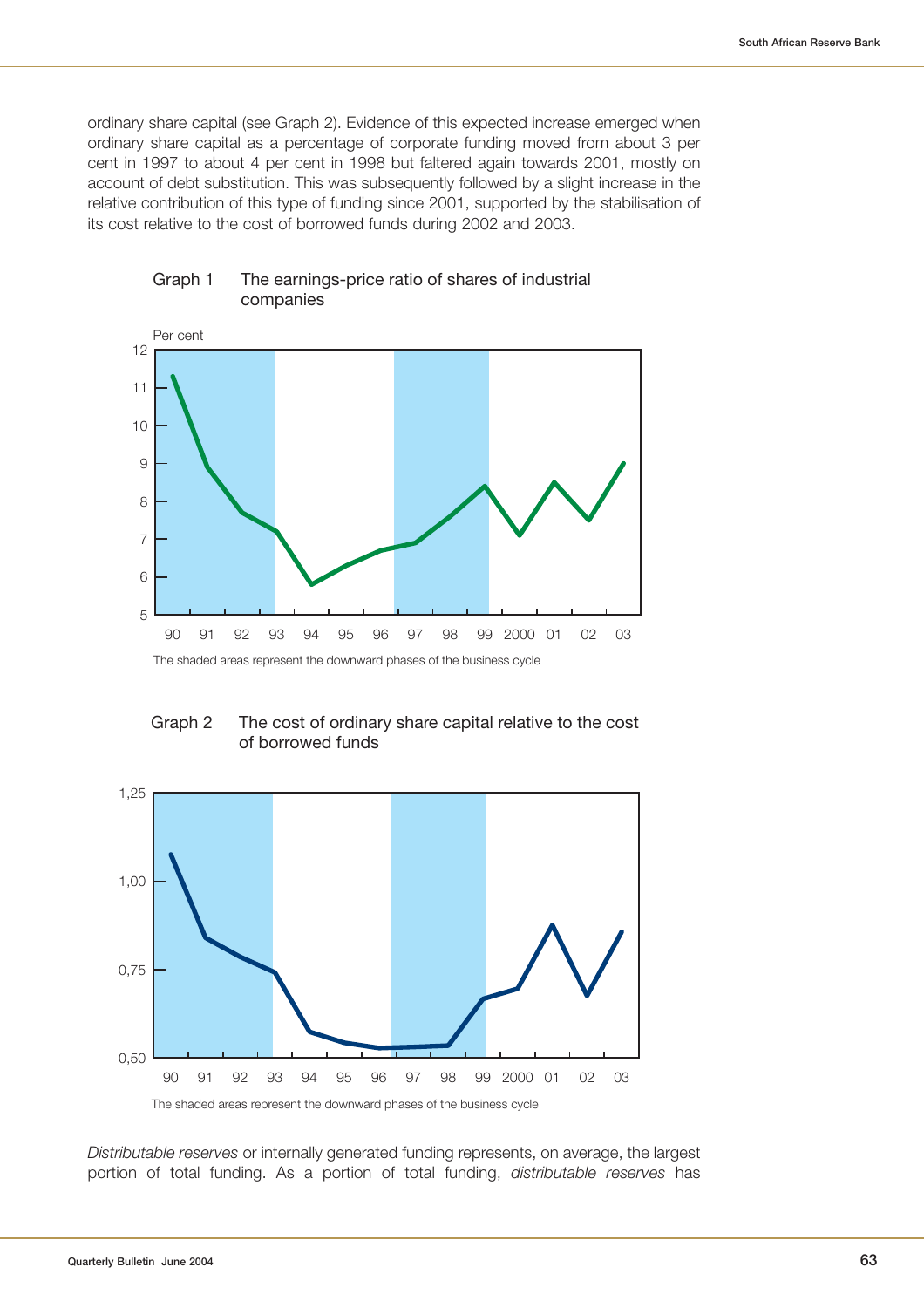ordinary share capital (see Graph 2). Evidence of this expected increase emerged when ordinary share capital as a percentage of corporate funding moved from about 3 per cent in 1997 to about 4 per cent in 1998 but faltered again towards 2001, mostly on account of debt substitution. This was subsequently followed by a slight increase in the relative contribution of this type of funding since 2001, supported by the stabilisation of its cost relative to the cost of borrowed funds during 2002 and 2003.

Graph 1 The earnings-price ratio of shares of industrial companies

The shaded areas represent the downward phases of the business cycle

Graph 2 The cost of ordinary share capital relative to the cost of borrowed funds

The shaded areas represent the downward phases of the business cycle

*Distributable reserves* or internally generated funding represents, on average, the largest portion of total funding. As a portion of total funding, *distributable reserves* has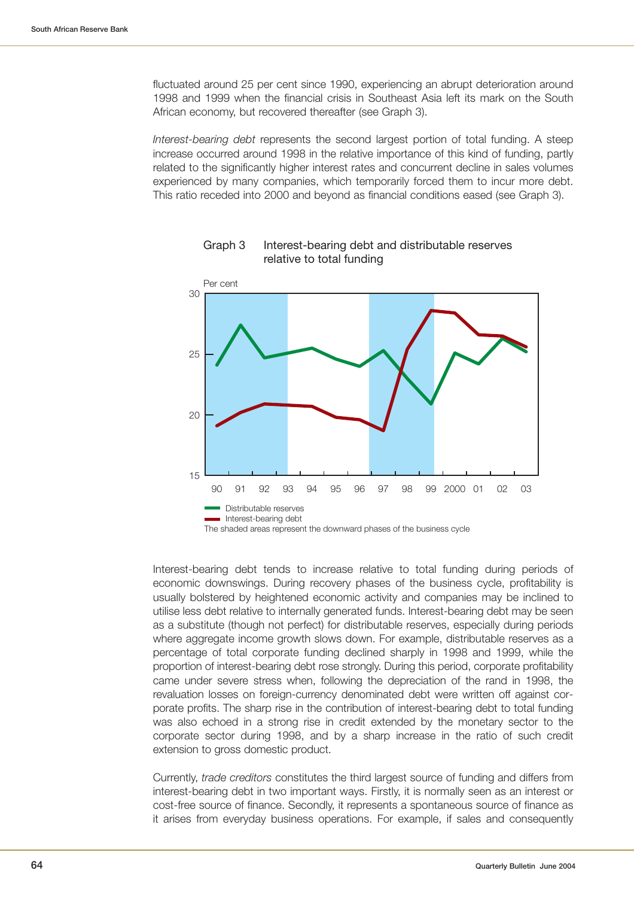fluctuated around 25 per cent since 1990, experiencing an abrupt deterioration around 1998 and 1999 when the financial crisis in Southeast Asia left its mark on the South African economy, but recovered thereafter (see Graph 3).

*Interest-bearing debt* represents the second largest portion of total funding. A steep increase occurred around 1998 in the relative importance of this kind of funding, partly related to the significantly higher interest rates and concurrent decline in sales volumes experienced by many companies, which temporarily forced them to incur more debt. This ratio receded into 2000 and beyond as financial conditions eased (see Graph 3).

Graph 3 Interest-bearing debt and distributable reserves relative to total funding

Per cent

Distributable reserves
Interest-bearing debt
The shaded areas represent the downward phases of the business cycle

Interest-bearing debt tends to increase relative to total funding during periods of economic downswings. During recovery phases of the business cycle, profitability is usually bolstered by heightened economic activity and companies may be inclined to utilise less debt relative to internally generated funds. Interest-bearing debt may be seen as a substitute (though not perfect) for distributable reserves, especially during periods where aggregate income growth slows down. For example, distributable reserves as a percentage of total corporate funding declined sharply in 1998 and 1999, while the proportion of interest-bearing debt rose strongly. During this period, corporate profitability came under severe stress when, following the depreciation of the rand in 1998, the revaluation losses on foreign-currency denominated debt were written off against corporate profits. The sharp rise in the contribution of interest-bearing debt to total funding was also echoed in a strong rise in credit extended by the monetary sector to the corporate sector during 1998, and by a sharp increase in the ratio of such credit extension to gross domestic product.

Currently, *trade creditors* constitutes the third largest source of funding and differs from interest-bearing debt in two important ways. Firstly, it is normally seen as an interest or cost-free source of finance. Secondly, it represents a spontaneous source of finance as it arises from everyday business operations. For example, if sales and consequently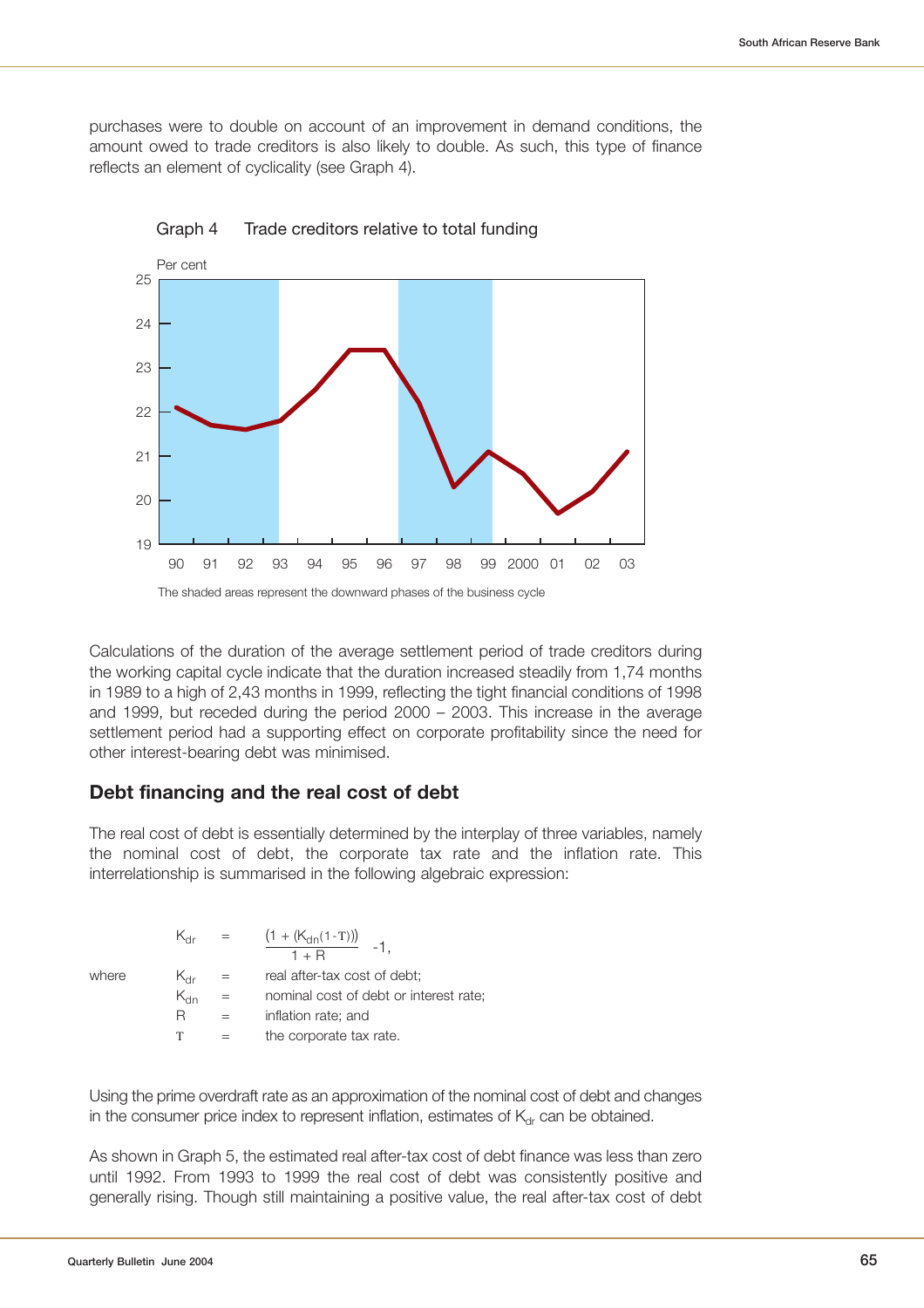purchases were to double on account of an improvement in demand conditions, the amount owed to trade creditors is also likely to double. As such, this type of finance reflects an element of cyclicality (see Graph 4).

Graph 4 Trade creditors relative to total funding

The shaded areas represent the downward phases of the business cycle

Calculations of the duration of the average settlement period of trade creditors during the working capital cycle indicate that the duration increased steadily from 1,74 months in 1989 to a high of 2,43 months in 1999, reflecting the tight financial conditions of 1998 and 1999, but receded during the period 2000 – 2003. This increase in the average settlement period had a supporting effect on corporate profitability since the need for other interest-bearing debt was minimised.

## Debt financing and the real cost of debt

The real cost of debt is essentially determined by the interplay of three variables, namely the nominal cost of debt, the corporate tax rate and the inflation rate. This interrelationship is summarised in the following algebraic expression:

$$K_{dr} = \frac{(1 + (K_{dn}(1-T)))}{1 + R} - 1,$$

where
- $K_{dr}$ = real after-tax cost of debt;
- $K_{dn}$ = nominal cost of debt or interest rate;
- $R$ = inflation rate; and
- $T$ = the corporate tax rate.

Using the prime overdraft rate as an approximation of the nominal cost of debt and changes in the consumer price index to represent inflation, estimates of $K_{dr}$ can be obtained.

As shown in Graph 5, the estimated real after-tax cost of debt finance was less than zero until 1992. From 1993 to 1999 the real cost of debt was consistently positive and generally rising. Though still maintaining a positive value, the real after-tax cost of debt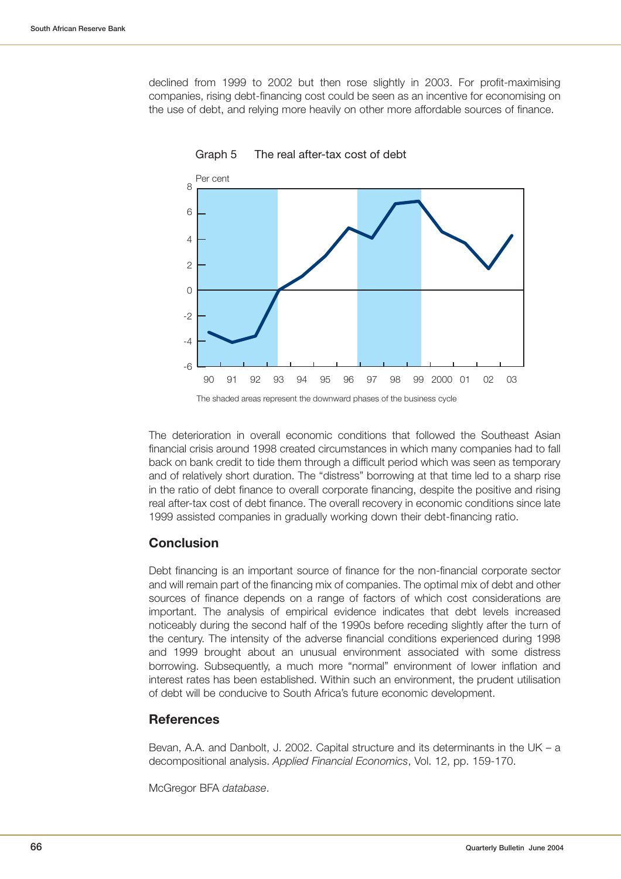declined from 1999 to 2002 but then rose slightly in 2003. For profit-maximising companies, rising debt-financing cost could be seen as an incentive for economising on the use of debt, and relying more heavily on other more affordable sources of finance.

Graph 5 The real after-tax cost of debt

Per cent

8
6
4
2
0
-2
-4
-6

90 91 92 93 94 95 96 97 98 99 2000 01 02 03

The shaded areas represent the downward phases of the business cycle

The deterioration in overall economic conditions that followed the Southeast Asian financial crisis around 1998 created circumstances in which many companies had to fall back on bank credit to tide them through a difficult period which was seen as temporary and of relatively short duration. The "distress" borrowing at that time led to a sharp rise in the ratio of debt finance to overall corporate financing, despite the positive and rising real after-tax cost of debt finance. The overall recovery in economic conditions since late 1999 assisted companies in gradually working down their debt-financing ratio.

## Conclusion

Debt financing is an important source of finance for the non-financial corporate sector and will remain part of the financing mix of companies. The optimal mix of debt and other sources of finance depends on a range of factors of which cost considerations are important. The analysis of empirical evidence indicates that debt levels increased noticeably during the second half of the 1990s before receding slightly after the turn of the century. The intensity of the adverse financial conditions experienced during 1998 and 1999 brought about an unusual environment associated with some distress borrowing. Subsequently, a much more "normal" environment of lower inflation and interest rates has been established. Within such an environment, the prudent utilisation of debt will be conducive to South Africa's future economic development.

## References

Bevan, A.A. and Danbolt, J. 2002. Capital structure and its determinants in the UK – a decompositional analysis. *Applied Financial Economics*, Vol. 12, pp. 159-170.

McGregor BFA *database*.